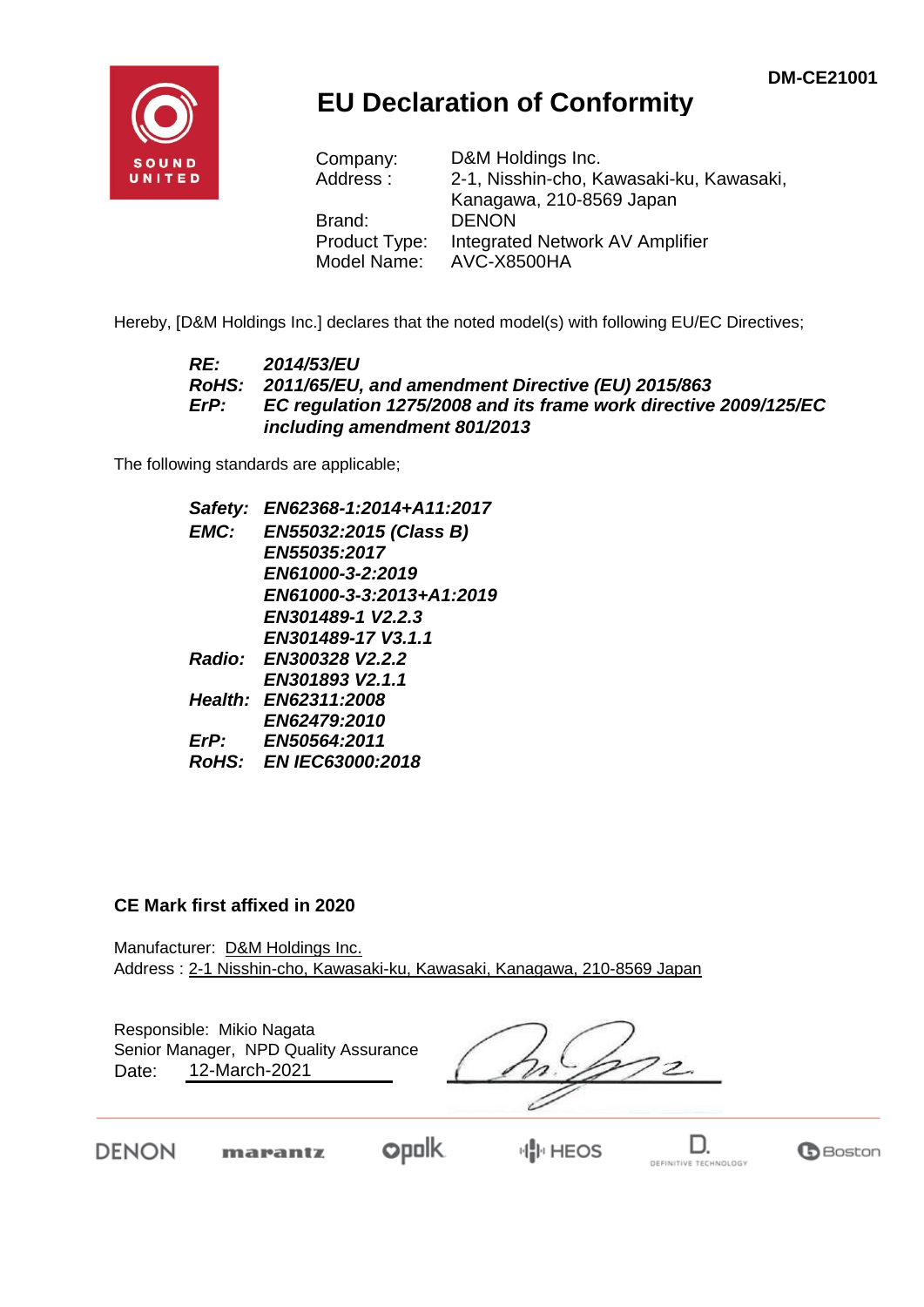DM-CE21001

# EU Declaration of Conformity

Company: D&M Holdings Inc.
Address : 2-1, Nisshin-cho, Kawasaki-ku, Kawasaki, Kanagawa, 210-8569 Japan
Brand: DENON
Product Type: Integrated Network AV Amplifier
Model Name: AVC-X8500HA

Hereby, [D&M Holdings Inc.] declares that the noted model(s) with following EU/EC Directives;

***RE:*** *2014/53/EU*
***RoHS:*** ***2011/65/EU, and amendment Directive (EU) 2015/863***
***ErP:*** ***EC regulation 1275/2008 and its frame work directive 2009/125/EC including amendment 801/2013***

The following standards are applicable;

***Safety:*** ***EN62368-1:2014+A11:2017***
***EMC:*** ***EN55032:2015 (Class B)***
***EN55035:2017***
***EN61000-3-2:2019***
***EN61000-3-3:2013+A1:2019***
***EN301489-1 V2.2.3***
***EN301489-17 V3.1.1***
***Radio:*** ***EN300328 V2.2.2***
***EN301893 V2.1.1***
***Health:*** ***EN62311:2008***
***EN62479:2010***
***ErP:*** ***EN50564:2011***
***RoHS:*** ***EN IEC63000:2018***

**CE Mark first affixed in 2020**

Manufacturer: D&M Holdings Inc.
Address : 2-1 Nisshin-cho, Kawasaki-ku, Kawasaki, Kanagawa, 210-8569 Japan

Responsible: Mikio Nagata
Senior Manager, NPD Quality Assurance
Date: 12-March-2021

DENON marantz polk HEOS D. DEFINITIVE TECHNOLOGY Boston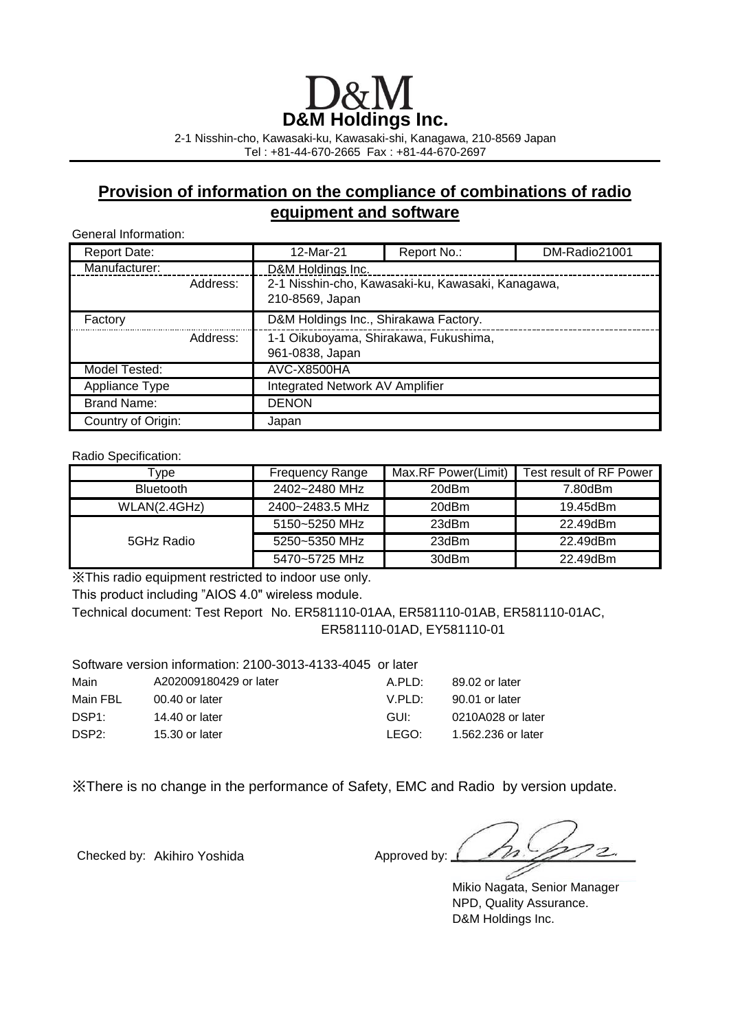# D&M
**D&M Holdings Inc.**

2-1 Nisshin-cho, Kawasaki-ku, Kawasaki-shi, Kanagawa, 210-8569 Japan
Tel : +81-44-670-2665 Fax : +81-44-670-2697

## Provision of information on the compliance of combinations of radio equipment and software

General Information:

| | | | |
|---|---|---|---|
| Report Date: | 12-Mar-21 | Report No.: | DM-Radio21001 |
| Manufacturer: | D&M Holdings Inc. | | |
| Address: | 2-1 Nisshin-cho, Kawasaki-ku, Kawasaki-shi, Kanagawa, 210-8569, Japan | | |
| Factory | D&M Holdings Inc., Shirakawa Factory. | | |
| Address: | 1-1 Oikuboyama, Shirakawa, Fukushima, 961-0838, Japan | | |
| Model Tested: | AVC-X8500HA | | |
| Appliance Type | Integrated Network AV Amplifier | | |
| Brand Name: | DENON | | |
| Country of Origin: | Japan | | |

Radio Specification:

| Type | Frequency Range | Max.RF Power(Limit) | Test result of RF Power |
|---|---|---|---|
| Bluetooth | 2402~2480 MHz | 20dBm | 7.80dBm |
| WLAN(2.4GHz) | 2400~2483.5 MHz | 20dBm | 19.45dBm |
| 5GHz Radio | 5150~5250 MHz | 23dBm | 22.49dBm |
| | 5250~5350 MHz | 23dBm | 22.49dBm |
| | 5470~5725 MHz | 30dBm | 22.49dBm |

※This radio equipment restricted to indoor use only.

This product including "AIOS 4.0" wireless module.

Technical document: Test Report No. ER581110-01AA, ER581110-01AB, ER581110-01AC, ER581110-01AD, EY581110-01

Software version information: 2100-3013-4133-4045 or later

| | | | |
|---|---|---|---|
| Main | A202009180429 or later | A.PLD: | 89.02 or later |
| Main FBL | 00.40 or later | V.PLD: | 90.01 or later |
| DSP1: | 14.40 or later | GUI: | 0210A028 or later |
| DSP2: | 15.30 or later | LEGO: | 1.562.236 or later |

※There is no change in the performance of Safety, EMC and Radio by version update.

Checked by: Akihiro Yoshida

Approved by:

Mikio Nagata, Senior Manager
NPD, Quality Assurance.
D&M Holdings Inc.